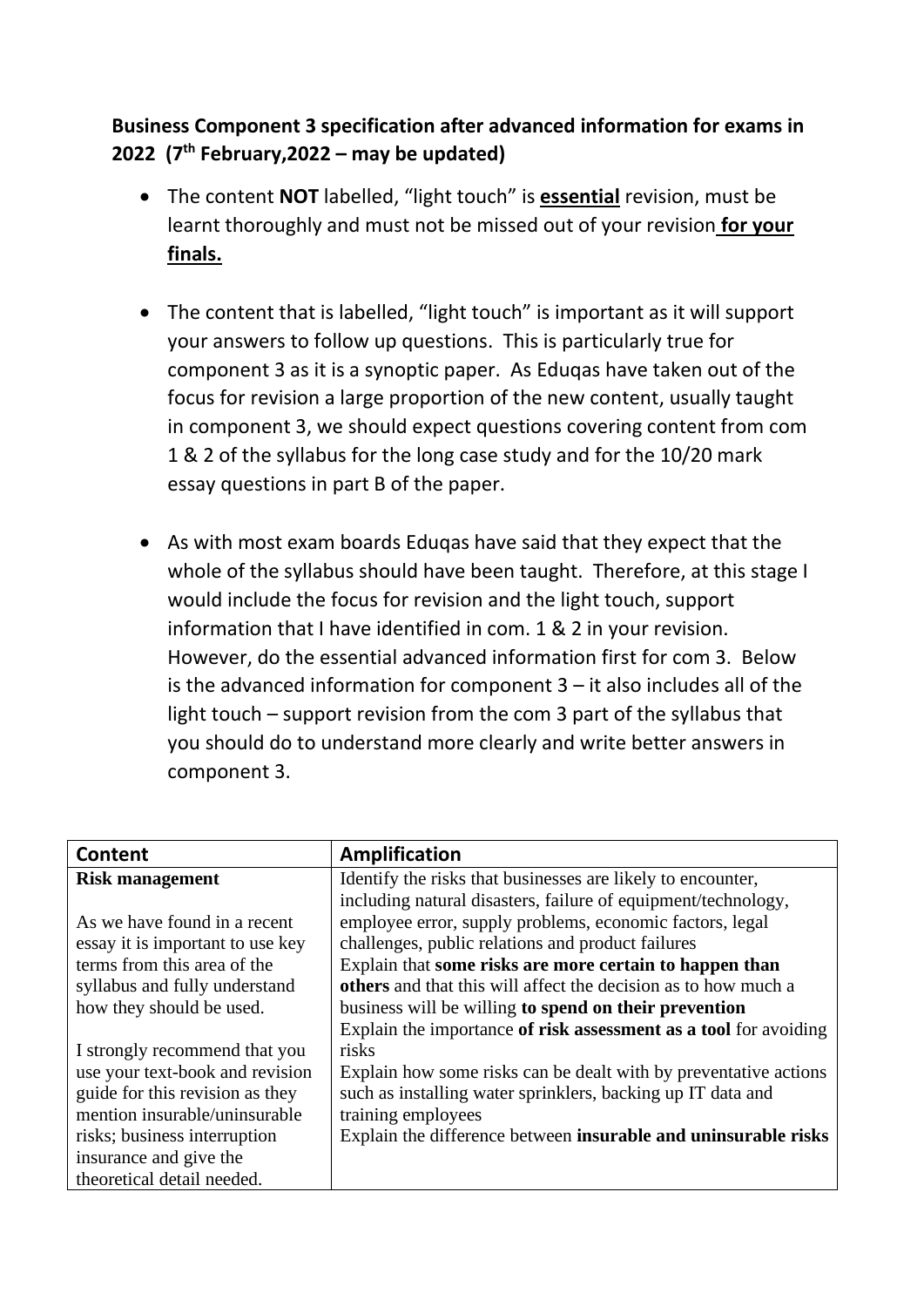**Business Component 3 specification after advanced information for exams in 2022 (7th February,2022 – may be updated)**

- The content **NOT** labelled, "light touch" is **essential** revision, must be learnt thoroughly and must not be missed out of your revision **for your finals.**
- The content that is labelled, "light touch" is important as it will support your answers to follow up questions. This is particularly true for component 3 as it is a synoptic paper. As Eduqas have taken out of the focus for revision a large proportion of the new content, usually taught in component 3, we should expect questions covering content from com 1 & 2 of the syllabus for the long case study and for the 10/20 mark essay questions in part B of the paper.
- As with most exam boards Eduqas have said that they expect that the whole of the syllabus should have been taught. Therefore, at this stage I would include the focus for revision and the light touch, support information that I have identified in com. 1 & 2 in your revision. However, do the essential advanced information first for com 3. Below is the advanced information for component 3 – it also includes all of the light touch – support revision from the com 3 part of the syllabus that you should do to understand more clearly and write better answers in component 3.

| Content | Amplification |
|---|---|
| **Risk management**<br><br>As we have found in a recent essay it is important to use key terms from this area of the syllabus and fully understand how they should be used.<br><br>I strongly recommend that you use your text-book and revision guide for this revision as they mention insurable/uninsurable risks; business interruption insurance and give the theoretical detail needed. | Identify the risks that businesses are likely to encounter, including natural disasters, failure of equipment/technology, employee error, supply problems, economic factors, legal challenges, public relations and product failures<br>Explain that **some risks are more certain to happen than others** and that this will affect the decision as to how much a business will be willing **to spend on their prevention**<br>Explain the importance **of risk assessment as a tool** for avoiding risks<br>Explain how some risks can be dealt with by preventative actions such as installing water sprinklers, backing up IT data and training employees<br>Explain the difference between **insurable and uninsurable risks** |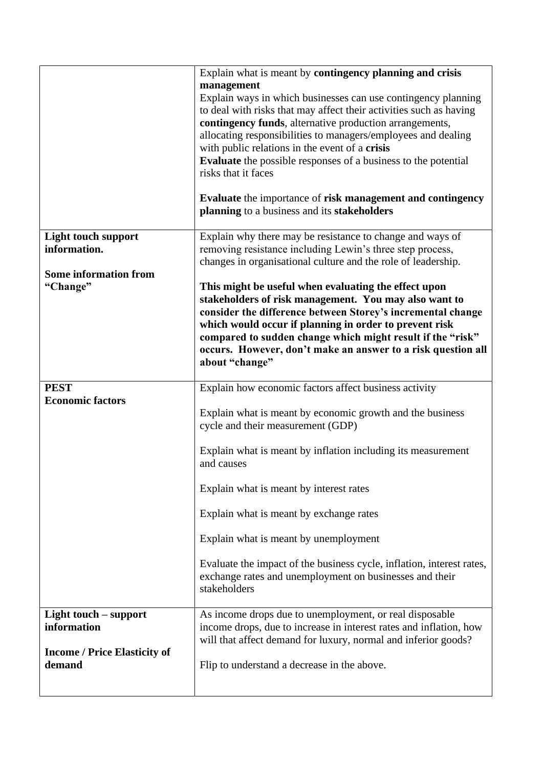| | |
|---|---|
| | Explain what is meant by **contingency planning and crisis management**<br>Explain ways in which businesses can use contingency planning to deal with risks that may affect their activities such as having **contingency funds**, alternative production arrangements, allocating responsibilities to managers/employees and dealing with public relations in the event of a **crisis**<br>**Evaluate** the possible responses of a business to the potential risks that it faces<br><br>**Evaluate** the importance of **risk management and contingency planning** to a business and its **stakeholders** |
| **Light touch support information.**<br><br>**Some information from "Change"** | Explain why there may be resistance to change and ways of removing resistance including Lewin's three step process, changes in organisational culture and the role of leadership.<br><br>**This might be useful when evaluating the effect upon stakeholders of risk management. You may also want to consider the difference between Storey's incremental change which would occur if planning in order to prevent risk compared to sudden change which might result if the "risk" occurs. However, don't make an answer to a risk question all about "change"** |
| **PEST**<br>**Economic factors** | Explain how economic factors affect business activity<br><br>Explain what is meant by economic growth and the business cycle and their measurement (GDP)<br><br>Explain what is meant by inflation including its measurement and causes<br><br>Explain what is meant by interest rates<br><br>Explain what is meant by exchange rates<br><br>Explain what is meant by unemployment<br><br>Evaluate the impact of the business cycle, inflation, interest rates, exchange rates and unemployment on businesses and their stakeholders |
| **Light touch – support information**<br><br>**Income / Price Elasticity of demand** | As income drops due to unemployment, or real disposable income drops, due to increase in interest rates and inflation, how will that affect demand for luxury, normal and inferior goods?<br><br>Flip to understand a decrease in the above. |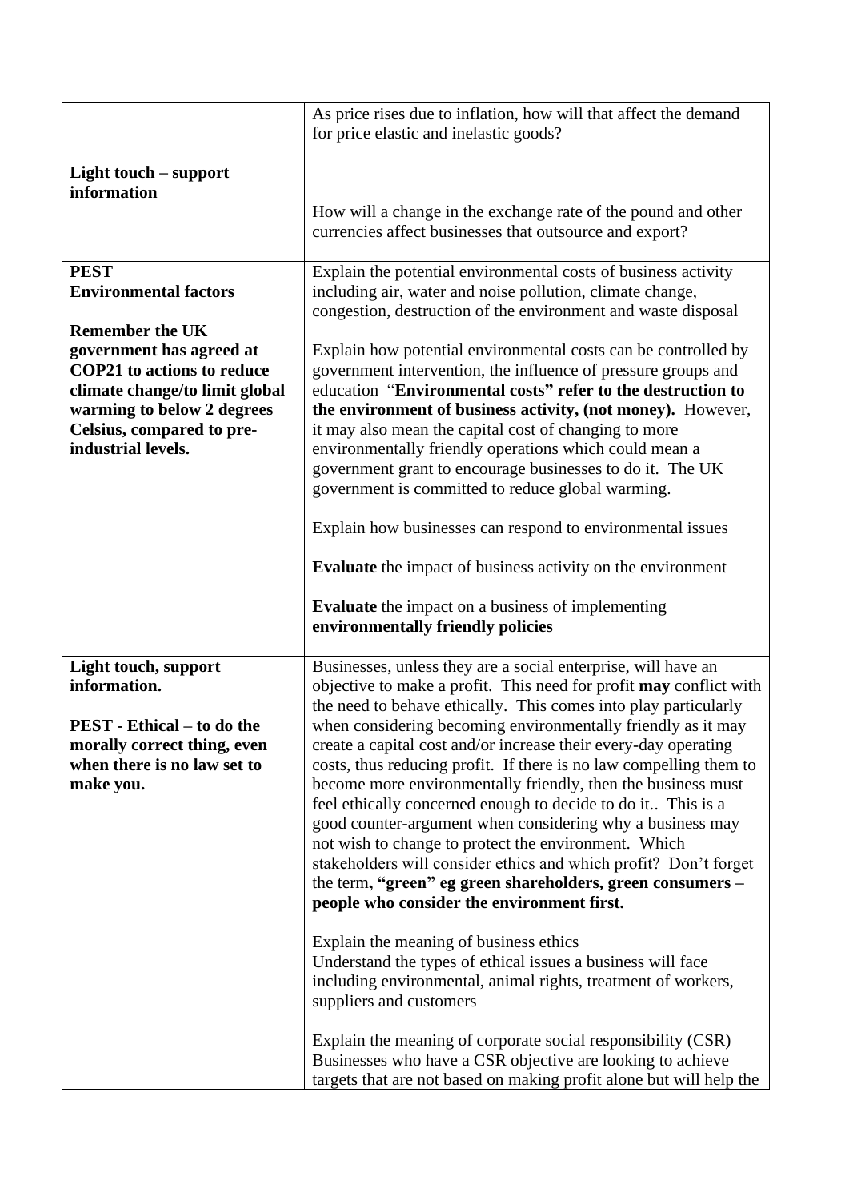| | |
|---|---|
| **Light touch – support information** | As price rises due to inflation, how will that affect the demand for price elastic and inelastic goods?<br><br>How will a change in the exchange rate of the pound and other currencies affect businesses that outsource and export? |
| **PEST**<br>**Environmental factors**<br><br>**Remember the UK government has agreed at COP21 to actions to reduce climate change/to limit global warming to below 2 degrees Celsius, compared to pre-industrial levels.** | Explain the potential environmental costs of business activity including air, water and noise pollution, climate change, congestion, destruction of the environment and waste disposal<br><br>Explain how potential environmental costs can be controlled by government intervention, the influence of pressure groups and education "**Environmental costs" refer to the destruction to the environment of business activity, (not money).** However, it may also mean the capital cost of changing to more environmentally friendly operations which could mean a government grant to encourage businesses to do it. The UK government is committed to reduce global warming.<br><br>Explain how businesses can respond to environmental issues<br><br>**Evaluate** the impact of business activity on the environment<br><br>**Evaluate** the impact on a business of implementing **environmentally friendly policies** |
| **Light touch, support information.**<br><br>**PEST - Ethical – to do the morally correct thing, even when there is no law set to make you.** | Businesses, unless they are a social enterprise, will have an objective to make a profit. This need for profit **may** conflict with the need to behave ethically. This comes into play particularly when considering becoming environmentally friendly as it may create a capital cost and/or increase their every-day operating costs, thus reducing profit. If there is no law compelling them to become more environmentally friendly, then the business must feel ethically concerned enough to decide to do it.. This is a good counter-argument when considering why a business may not wish to change to protect the environment. Which stakeholders will consider ethics and which profit? Don't forget the term**, "green" eg green shareholders, green consumers – people who consider the environment first.**<br><br>Explain the meaning of business ethics<br>Understand the types of ethical issues a business will face including environmental, animal rights, treatment of workers, suppliers and customers<br><br>Explain the meaning of corporate social responsibility (CSR)<br>Businesses who have a CSR objective are looking to achieve targets that are not based on making profit alone but will help the |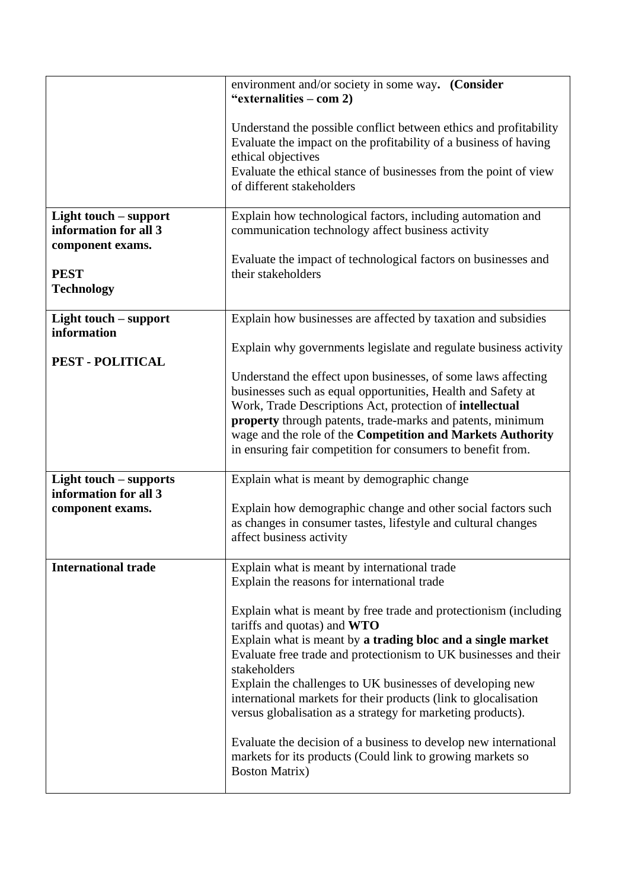| | |
|---|---|
| | environment and/or society in some way. **(Consider "externalities – com 2)**<br><br>Understand the possible conflict between ethics and profitability<br>Evaluate the impact on the profitability of a business of having ethical objectives<br>Evaluate the ethical stance of businesses from the point of view of different stakeholders |
| **Light touch – support information for all 3 component exams.**<br><br>**PEST**<br>**Technology** | Explain how technological factors, including automation and communication technology affect business activity<br><br>Evaluate the impact of technological factors on businesses and their stakeholders |
| **Light touch – support information**<br><br>**PEST - POLITICAL** | Explain how businesses are affected by taxation and subsidies<br><br>Explain why governments legislate and regulate business activity<br><br>Understand the effect upon businesses, of some laws affecting businesses such as equal opportunities, Health and Safety at Work, Trade Descriptions Act, protection of **intellectual property** through patents, trade-marks and patents, minimum wage and the role of the **Competition and Markets Authority** in ensuring fair competition for consumers to benefit from. |
| **Light touch – supports information for all 3 component exams.** | Explain what is meant by demographic change<br><br>Explain how demographic change and other social factors such as changes in consumer tastes, lifestyle and cultural changes affect business activity |
| **International trade** | Explain what is meant by international trade<br>Explain the reasons for international trade<br><br>Explain what is meant by free trade and protectionism (including tariffs and quotas) and **WTO**<br>Explain what is meant by **a trading bloc and a single market**<br>Evaluate free trade and protectionism to UK businesses and their stakeholders<br>Explain the challenges to UK businesses of developing new international markets for their products (link to glocalisation versus globalisation as a strategy for marketing products).<br><br>Evaluate the decision of a business to develop new international markets for its products (Could link to growing markets so Boston Matrix) |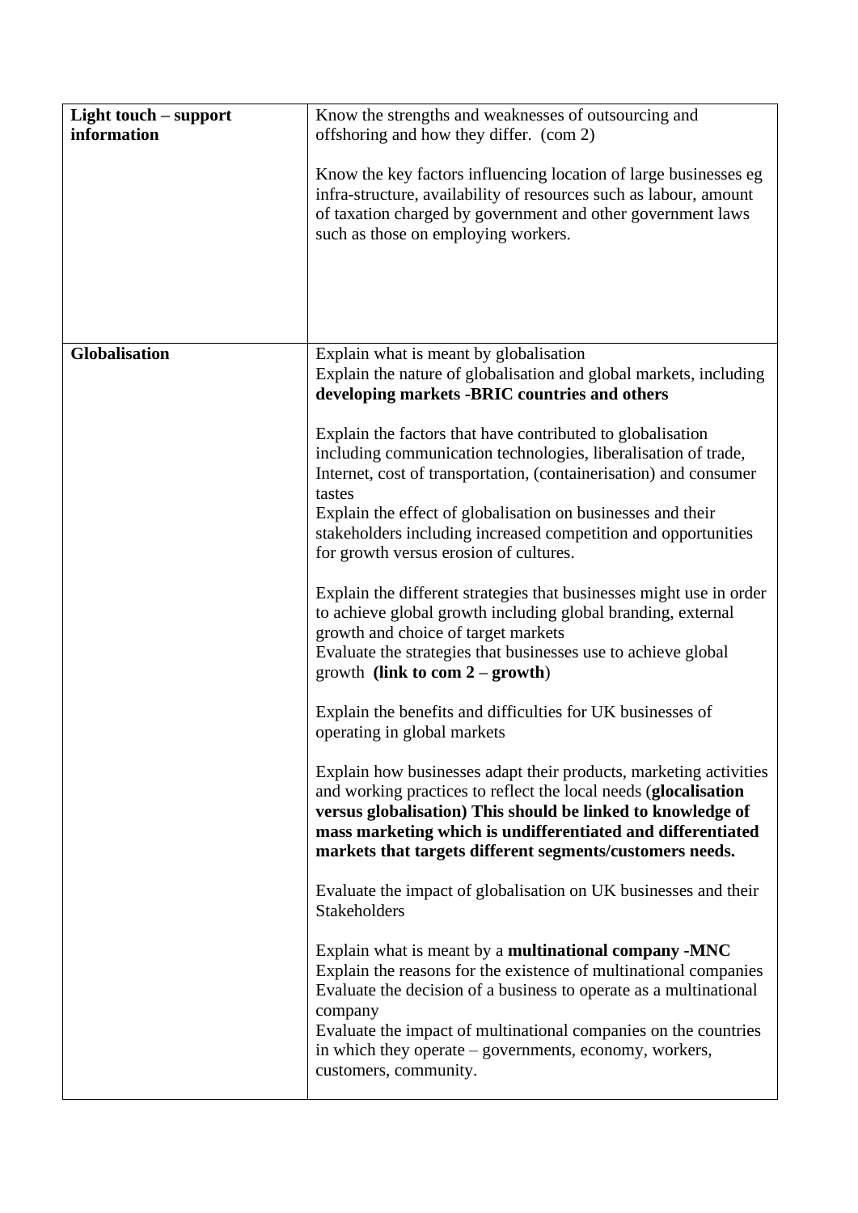| **Light touch – support information** | Know the strengths and weaknesses of outsourcing and offshoring and how they differ. (com 2)<br><br>Know the key factors influencing location of large businesses eg infra-structure, availability of resources such as labour, amount of taxation charged by government and other government laws such as those on employing workers. |
|---|---|
| **Globalisation** | Explain what is meant by globalisation<br>Explain the nature of globalisation and global markets, including **developing markets -BRIC countries and others**<br><br>Explain the factors that have contributed to globalisation including communication technologies, liberalisation of trade, Internet, cost of transportation, (containerisation) and consumer tastes<br>Explain the effect of globalisation on businesses and their stakeholders including increased competition and opportunities for growth versus erosion of cultures.<br><br>Explain the different strategies that businesses might use in order to achieve global growth including global branding, external growth and choice of target markets<br>Evaluate the strategies that businesses use to achieve global growth **(link to com 2 – growth**)<br><br>Explain the benefits and difficulties for UK businesses of operating in global markets<br><br>Explain how businesses adapt their products, marketing activities and working practices to reflect the local needs (**glocalisation versus globalisation) This should be linked to knowledge of mass marketing which is undifferentiated and differentiated markets that targets different segments/customers needs.**<br><br>Evaluate the impact of globalisation on UK businesses and their Stakeholders<br><br>Explain what is meant by a **multinational company -MNC**<br>Explain the reasons for the existence of multinational companies<br>Evaluate the decision of a business to operate as a multinational company<br>Evaluate the impact of multinational companies on the countries in which they operate – governments, economy, workers, customers, community. |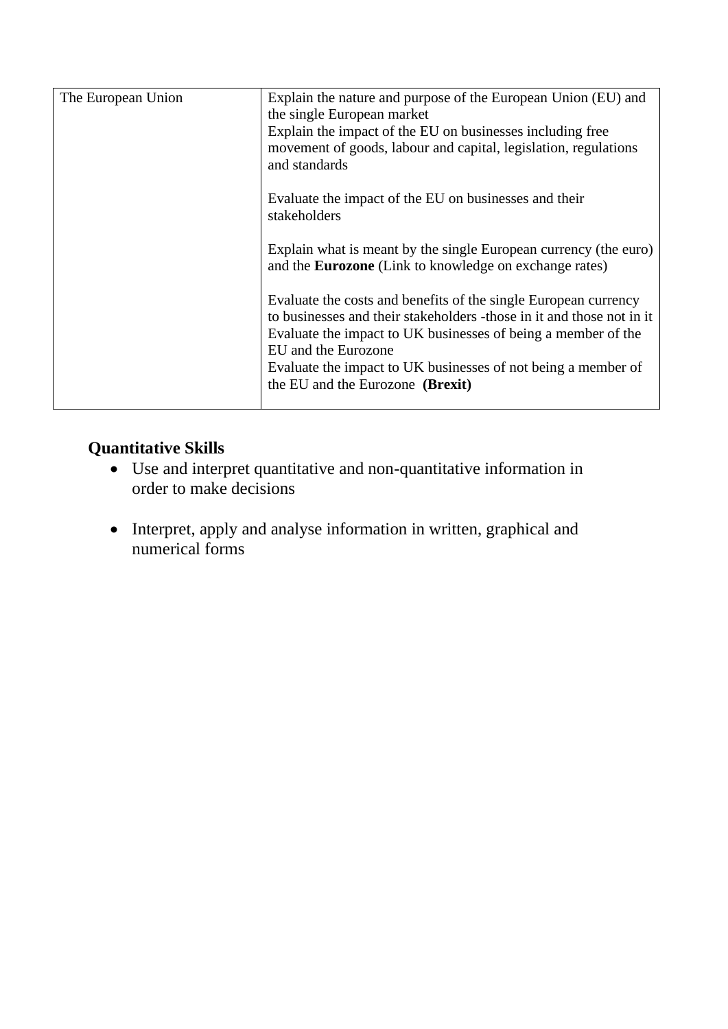| | |
|---|---|
| The European Union | Explain the nature and purpose of the European Union (EU) and the single European market<br>Explain the impact of the EU on businesses including free movement of goods, labour and capital, legislation, regulations and standards<br><br>Evaluate the impact of the EU on businesses and their stakeholders<br><br>Explain what is meant by the single European currency (the euro) and the **Eurozone** (Link to knowledge on exchange rates)<br><br>Evaluate the costs and benefits of the single European currency to businesses and their stakeholders -those in it and those not in it<br>Evaluate the impact to UK businesses of being a member of the EU and the Eurozone<br>Evaluate the impact to UK businesses of not being a member of the EU and the Eurozone **(Brexit)** |

**Quantitative Skills**

- Use and interpret quantitative and non-quantitative information in order to make decisions
- Interpret, apply and analyse information in written, graphical and numerical forms